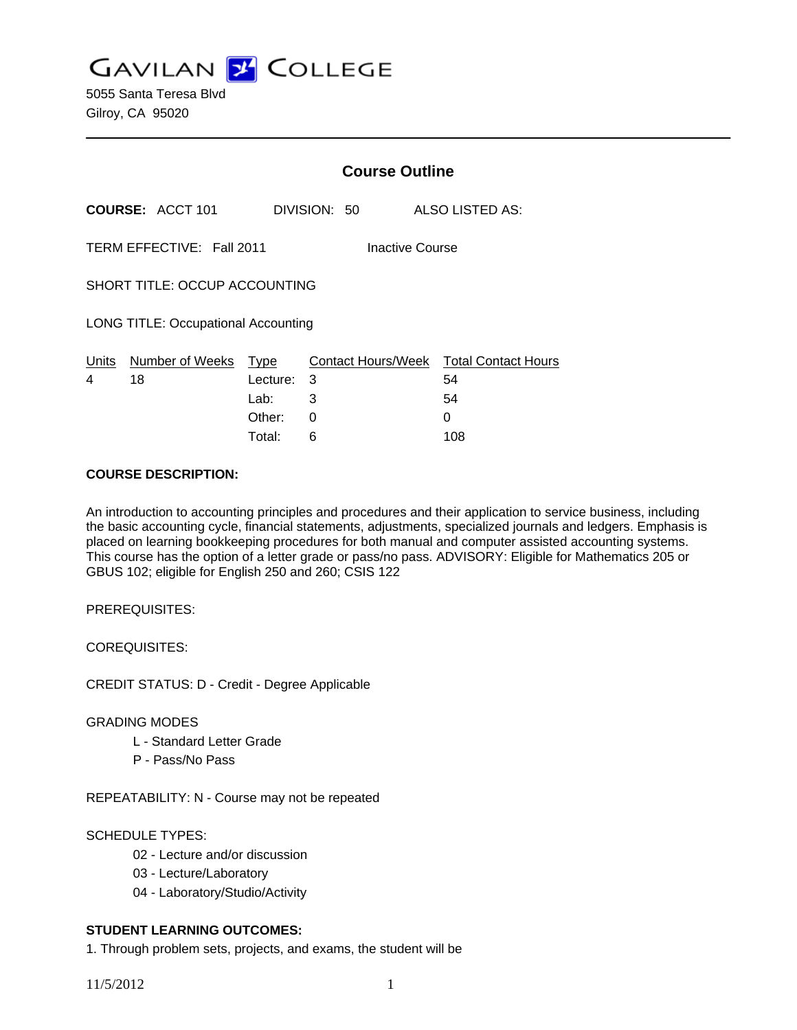# GAVILAN COLLEGE

5055 Santa Teresa Blvd
Gilroy, CA 95020

---

## Course Outline

**COURSE:** ACCT 101 DIVISION: 50 ALSO LISTED AS:

TERM EFFECTIVE: Fall 2011 Inactive Course

SHORT TITLE: OCCUP ACCOUNTING

LONG TITLE: Occupational Accounting

| Units | Number of Weeks | Type | Contact Hours/Week | Total Contact Hours |
|---|---|---|---|---|
| 4 | 18 | Lecture: | 3 | 54 |
| | | Lab: | 3 | 54 |
| | | Other: | 0 | 0 |
| | | Total: | 6 | 108 |

**COURSE DESCRIPTION:**

An introduction to accounting principles and procedures and their application to service business, including the basic accounting cycle, financial statements, adjustments, specialized journals and ledgers. Emphasis is placed on learning bookkeeping procedures for both manual and computer assisted accounting systems. This course has the option of a letter grade or pass/no pass. ADVISORY: Eligible for Mathematics 205 or GBUS 102; eligible for English 250 and 260; CSIS 122

PREREQUISITES:

COREQUISITES:

CREDIT STATUS: D - Credit - Degree Applicable

GRADING MODES

- L - Standard Letter Grade
- P - Pass/No Pass

REPEATABILITY: N - Course may not be repeated

SCHEDULE TYPES:

- 02 - Lecture and/or discussion
- 03 - Lecture/Laboratory
- 04 - Laboratory/Studio/Activity

**STUDENT LEARNING OUTCOMES:**

1. Through problem sets, projects, and exams, the student will be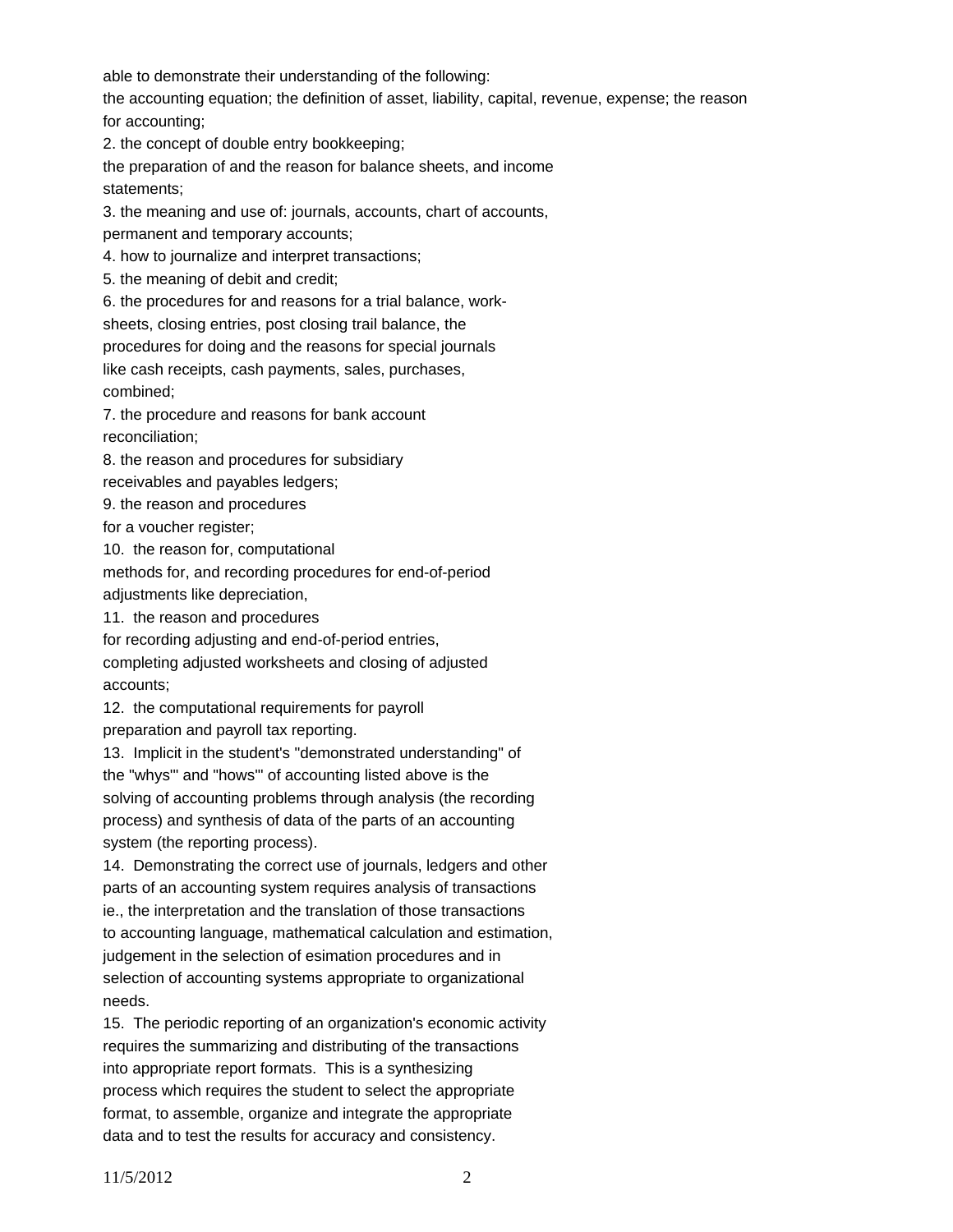able to demonstrate their understanding of the following:

the accounting equation; the definition of asset, liability, capital, revenue, expense; the reason for accounting;

2. the concept of double entry bookkeeping;

the preparation of and the reason for balance sheets, and income statements;

3. the meaning and use of: journals, accounts, chart of accounts, permanent and temporary accounts;

4. how to journalize and interpret transactions;

5. the meaning of debit and credit;

6. the procedures for and reasons for a trial balance, work-sheets, closing entries, post closing trail balance, the procedures for doing and the reasons for special journals like cash receipts, cash payments, sales, purchases, combined;

7. the procedure and reasons for bank account reconciliation;

8. the reason and procedures for subsidiary receivables and payables ledgers;

9. the reason and procedures for a voucher register;

10. the reason for, computational methods for, and recording procedures for end-of-period adjustments like depreciation,

11. the reason and procedures for recording adjusting and end-of-period entries, completing adjusted worksheets and closing of adjusted accounts;

12. the computational requirements for payroll preparation and payroll tax reporting.

13. Implicit in the student's "demonstrated understanding" of the "whys'" and "hows'" of accounting listed above is the solving of accounting problems through analysis (the recording process) and synthesis of data of the parts of an accounting system (the reporting process).

14. Demonstrating the correct use of journals, ledgers and other parts of an accounting system requires analysis of transactions ie., the interpretation and the translation of those transactions to accounting language, mathematical calculation and estimation, judgement in the selection of esimation procedures and in selection of accounting systems appropriate to organizational needs.

15. The periodic reporting of an organization's economic activity requires the summarizing and distributing of the transactions into appropriate report formats. This is a synthesizing process which requires the student to select the appropriate format, to assemble, organize and integrate the appropriate data and to test the results for accuracy and consistency.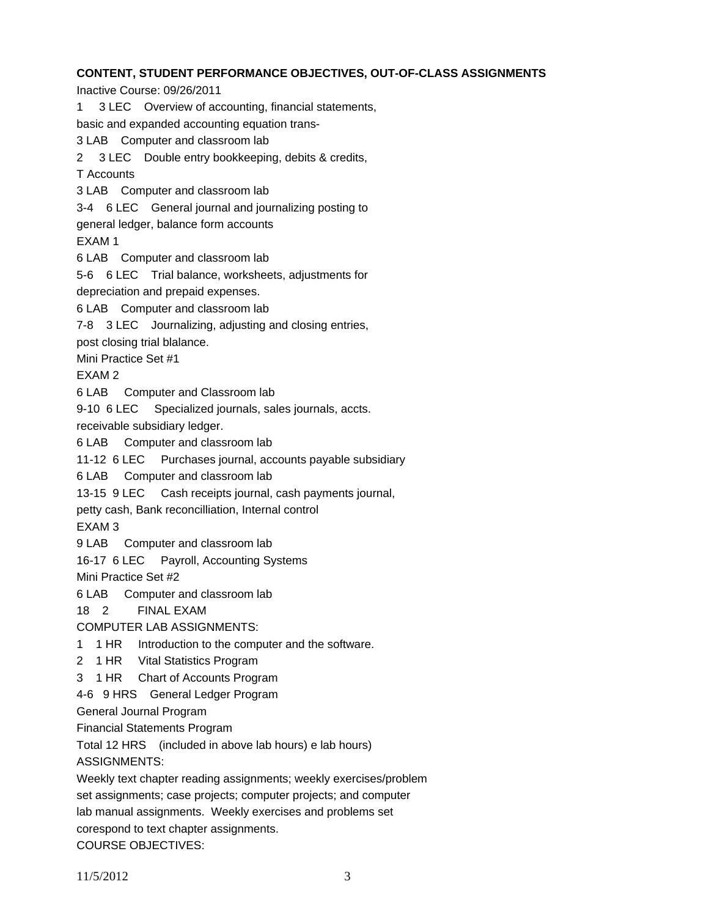**CONTENT, STUDENT PERFORMANCE OBJECTIVES, OUT-OF-CLASS ASSIGNMENTS**

Inactive Course: 09/26/2011

1 3 LEC Overview of accounting, financial statements, basic and expanded accounting equation trans-

3 LAB Computer and classroom lab

2 3 LEC Double entry bookkeeping, debits & credits, T Accounts

3 LAB Computer and classroom lab

3-4 6 LEC General journal and journalizing posting to general ledger, balance form accounts

EXAM 1

6 LAB Computer and classroom lab

5-6 6 LEC Trial balance, worksheets, adjustments for depreciation and prepaid expenses.

6 LAB Computer and classroom lab

7-8 3 LEC Journalizing, adjusting and closing entries, post closing trial blalance.

Mini Practice Set #1

EXAM 2

6 LAB Computer and Classroom lab

9-10 6 LEC Specialized journals, sales journals, accts. receivable subsidiary ledger.

6 LAB Computer and classroom lab

11-12 6 LEC Purchases journal, accounts payable subsidiary

6 LAB Computer and classroom lab

13-15 9 LEC Cash receipts journal, cash payments journal, petty cash, Bank reconcilliation, Internal control

EXAM 3

9 LAB Computer and classroom lab

16-17 6 LEC Payroll, Accounting Systems

Mini Practice Set #2

6 LAB Computer and classroom lab

18 2 FINAL EXAM

COMPUTER LAB ASSIGNMENTS:

1 1 HR Introduction to the computer and the software.

2 1 HR Vital Statistics Program

3 1 HR Chart of Accounts Program

4-6 9 HRS General Ledger Program

General Journal Program

Financial Statements Program

Total 12 HRS (included in above lab hours) e lab hours)

ASSIGNMENTS:

Weekly text chapter reading assignments; weekly exercises/problem set assignments; case projects; computer projects; and computer lab manual assignments. Weekly exercises and problems set corespond to text chapter assignments.

COURSE OBJECTIVES: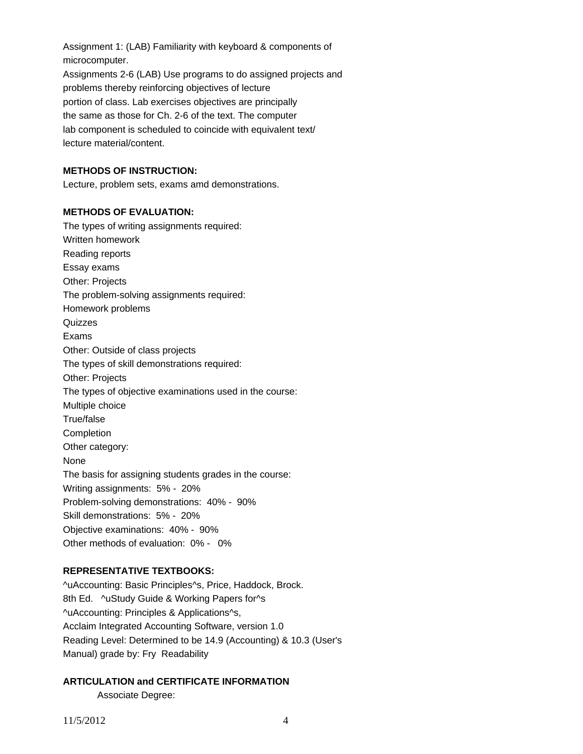Assignment 1: (LAB) Familiarity with keyboard & components of microcomputer.
Assignments 2-6 (LAB) Use programs to do assigned projects and problems thereby reinforcing objectives of lecture portion of class. Lab exercises objectives are principally the same as those for Ch. 2-6 of the text. The computer lab component is scheduled to coincide with equivalent text/ lecture material/content.

**METHODS OF INSTRUCTION:**
Lecture, problem sets, exams amd demonstrations.

**METHODS OF EVALUATION:**
The types of writing assignments required:
Written homework
Reading reports
Essay exams
Other: Projects
The problem-solving assignments required:
Homework problems
Quizzes
Exams
Other: Outside of class projects
The types of skill demonstrations required:
Other: Projects
The types of objective examinations used in the course:
Multiple choice
True/false
Completion
Other category:
None
The basis for assigning students grades in the course:
Writing assignments: 5% - 20%
Problem-solving demonstrations: 40% - 90%
Skill demonstrations: 5% - 20%
Objective examinations: 40% - 90%
Other methods of evaluation: 0% - 0%

**REPRESENTATIVE TEXTBOOKS:**
^uAccounting: Basic Principles^s, Price, Haddock, Brock.
8th Ed. ^uStudy Guide & Working Papers for^s
^uAccounting: Principles & Applications^s,
Acclaim Integrated Accounting Software, version 1.0
Reading Level: Determined to be 14.9 (Accounting) & 10.3 (User's Manual) grade by: Fry Readability

**ARTICULATION and CERTIFICATE INFORMATION**
Associate Degree: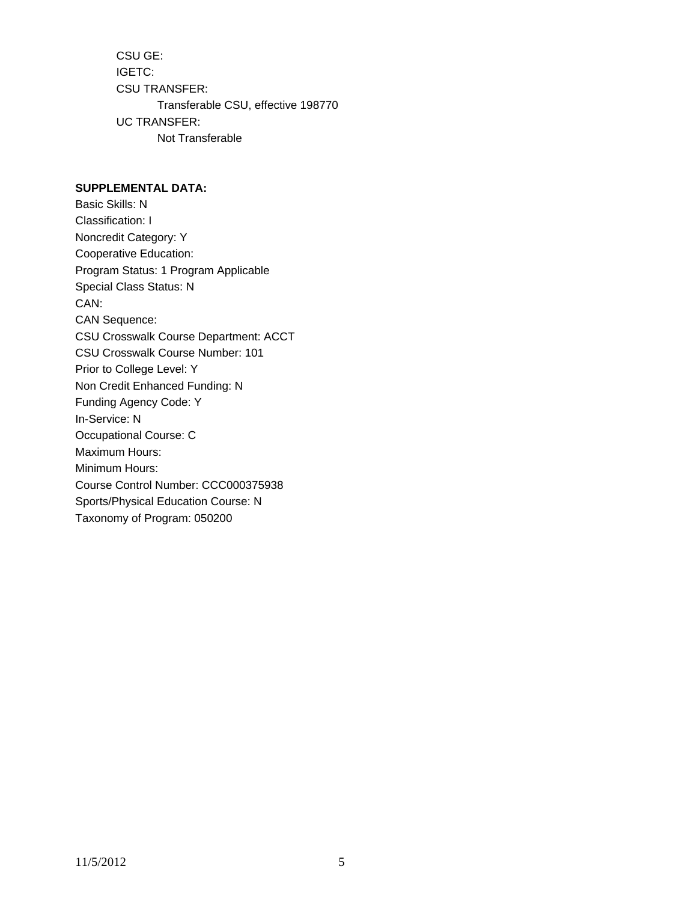CSU GE:

IGETC:

CSU TRANSFER:

Transferable CSU, effective 198770

UC TRANSFER:

Not Transferable

**SUPPLEMENTAL DATA:**

Basic Skills: N

Classification: I

Noncredit Category: Y

Cooperative Education:

Program Status: 1 Program Applicable

Special Class Status: N

CAN:

CAN Sequence:

CSU Crosswalk Course Department: ACCT

CSU Crosswalk Course Number: 101

Prior to College Level: Y

Non Credit Enhanced Funding: N

Funding Agency Code: Y

In-Service: N

Occupational Course: C

Maximum Hours:

Minimum Hours:

Course Control Number: CCC000375938

Sports/Physical Education Course: N

Taxonomy of Program: 050200